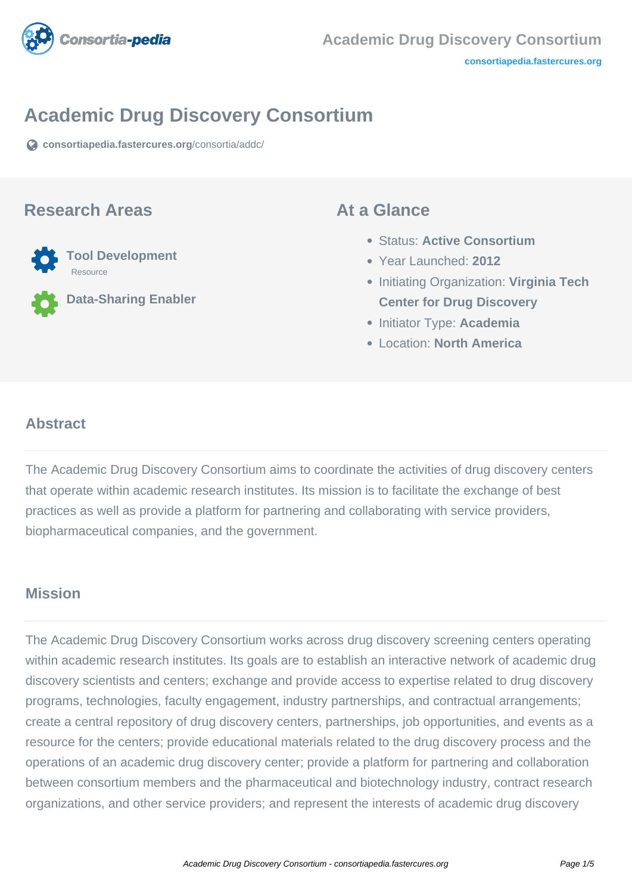# Academic Drug Discovery Consortium

consortiapedia.fastercures.org/consortia/addc/

## Research Areas

- **Tool Development**
  Resource
- **Data-Sharing Enabler**

## At a Glance

- Status: **Active Consortium**
- Year Launched: **2012**
- Initiating Organization: **Virginia Tech Center for Drug Discovery**
- Initiator Type: **Academia**
- Location: **North America**

### Abstract

The Academic Drug Discovery Consortium aims to coordinate the activities of drug discovery centers that operate within academic research institutes. Its mission is to facilitate the exchange of best practices as well as provide a platform for partnering and collaborating with service providers, biopharmaceutical companies, and the government.

### Mission

The Academic Drug Discovery Consortium works across drug discovery screening centers operating within academic research institutes. Its goals are to establish an interactive network of academic drug discovery scientists and centers; exchange and provide access to expertise related to drug discovery programs, technologies, faculty engagement, industry partnerships, and contractual arrangements; create a central repository of drug discovery centers, partnerships, job opportunities, and events as a resource for the centers; provide educational materials related to the drug discovery process and the operations of an academic drug discovery center; provide a platform for partnering and collaboration between consortium members and the pharmaceutical and biotechnology industry, contract research organizations, and other service providers; and represent the interests of academic drug discovery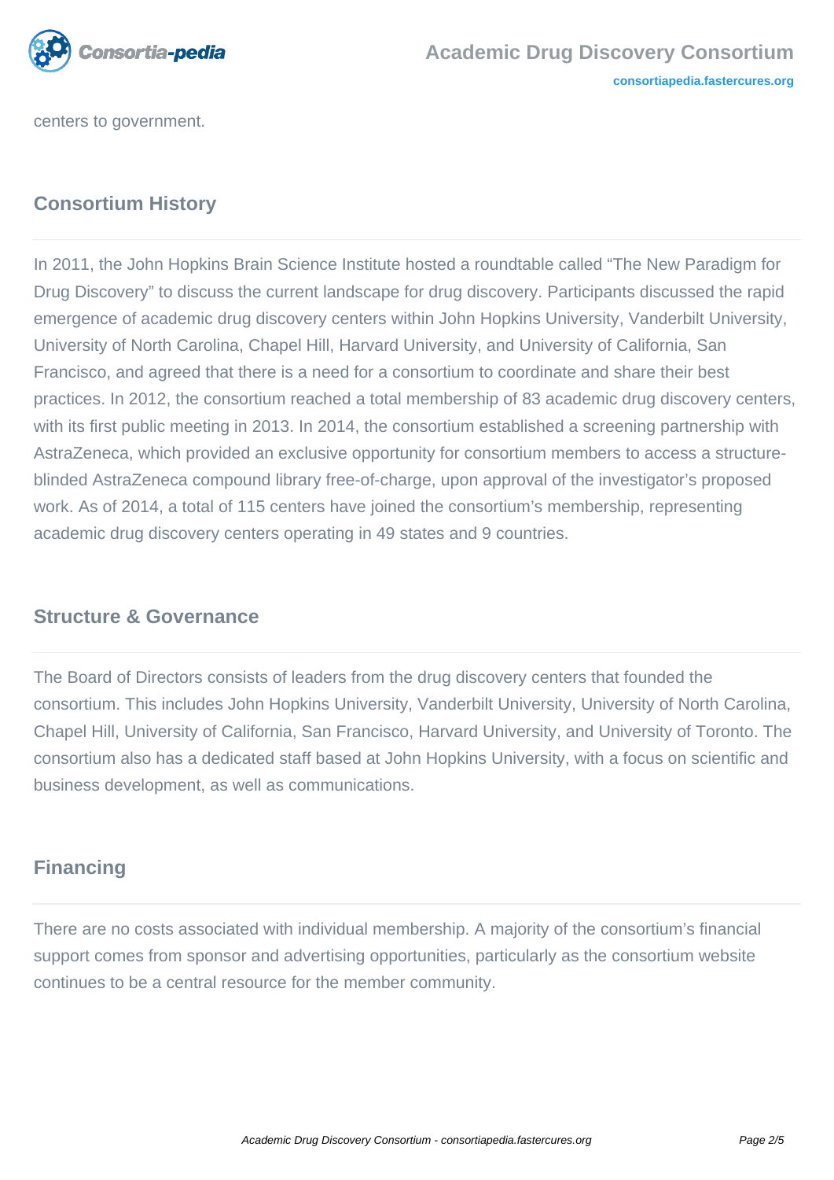centers to government.

## Consortium History

In 2011, the John Hopkins Brain Science Institute hosted a roundtable called “The New Paradigm for Drug Discovery” to discuss the current landscape for drug discovery. Participants discussed the rapid emergence of academic drug discovery centers within John Hopkins University, Vanderbilt University, University of North Carolina, Chapel Hill, Harvard University, and University of California, San Francisco, and agreed that there is a need for a consortium to coordinate and share their best practices. In 2012, the consortium reached a total membership of 83 academic drug discovery centers, with its first public meeting in 2013. In 2014, the consortium established a screening partnership with AstraZeneca, which provided an exclusive opportunity for consortium members to access a structure-blinded AstraZeneca compound library free-of-charge, upon approval of the investigator’s proposed work. As of 2014, a total of 115 centers have joined the consortium’s membership, representing academic drug discovery centers operating in 49 states and 9 countries.

## Structure & Governance

The Board of Directors consists of leaders from the drug discovery centers that founded the consortium. This includes John Hopkins University, Vanderbilt University, University of North Carolina, Chapel Hill, University of California, San Francisco, Harvard University, and University of Toronto. The consortium also has a dedicated staff based at John Hopkins University, with a focus on scientific and business development, as well as communications.

## Financing

There are no costs associated with individual membership. A majority of the consortium’s financial support comes from sponsor and advertising opportunities, particularly as the consortium website continues to be a central resource for the member community.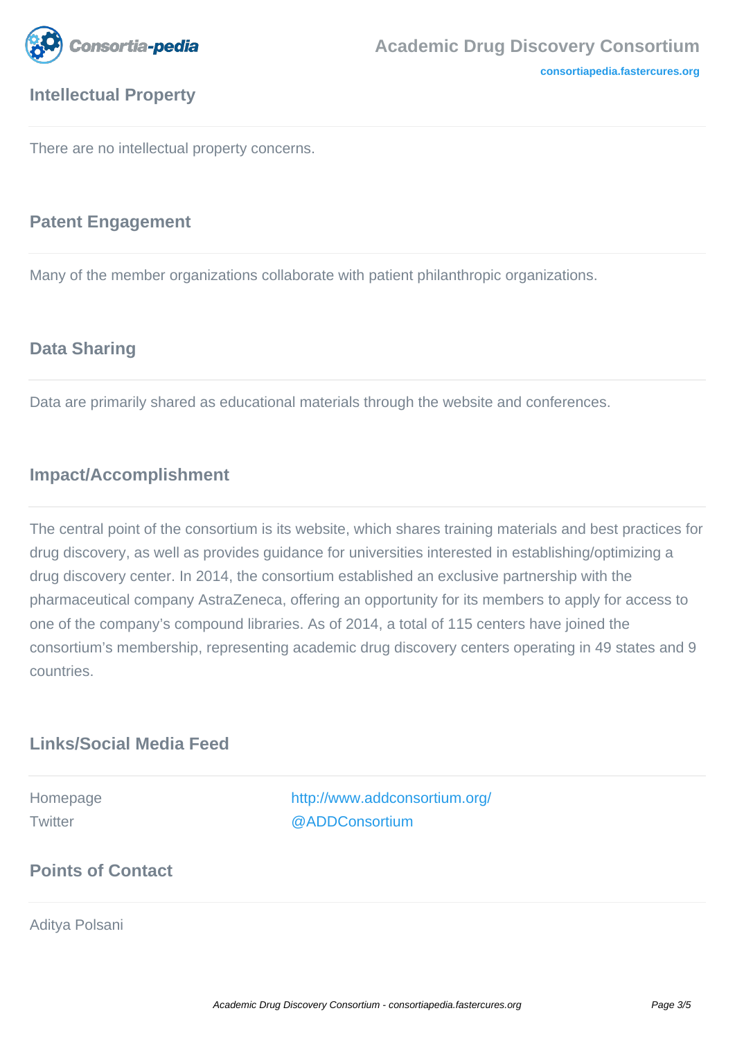## Intellectual Property

There are no intellectual property concerns.

## Patent Engagement

Many of the member organizations collaborate with patient philanthropic organizations.

## Data Sharing

Data are primarily shared as educational materials through the website and conferences.

## Impact/Accomplishment

The central point of the consortium is its website, which shares training materials and best practices for drug discovery, as well as provides guidance for universities interested in establishing/optimizing a drug discovery center. In 2014, the consortium established an exclusive partnership with the pharmaceutical company AstraZeneca, offering an opportunity for its members to apply for access to one of the company's compound libraries. As of 2014, a total of 115 centers have joined the consortium's membership, representing academic drug discovery centers operating in 49 states and 9 countries.

## Links/Social Media Feed

| | |
|---|---|
| Homepage | http://www.addconsortium.org/ |
| Twitter | @ADDConsortium |

## Points of Contact

Aditya Polsani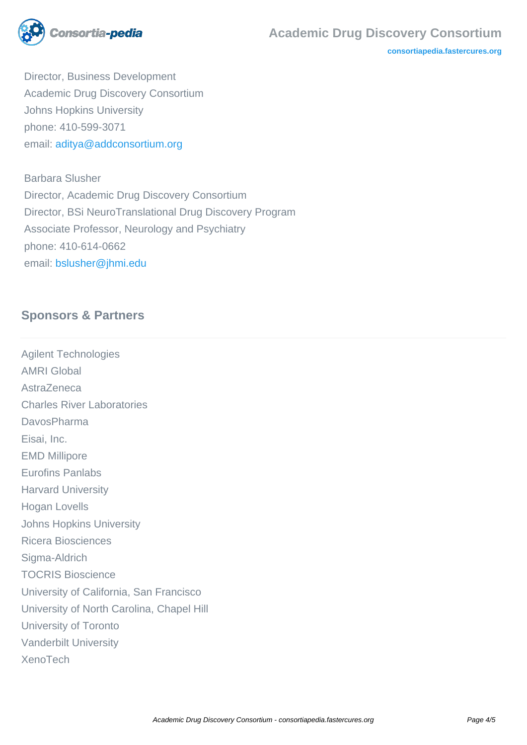Director, Business Development
Academic Drug Discovery Consortium
Johns Hopkins University
phone: 410-599-3071
email: aditya@addconsortium.org

Barbara Slusher
Director, Academic Drug Discovery Consortium
Director, BSi NeuroTranslational Drug Discovery Program
Associate Professor, Neurology and Psychiatry
phone: 410-614-0662
email: bslusher@jhmi.edu

## Sponsors & Partners

Agilent Technologies
AMRI Global
AstraZeneca
Charles River Laboratories
DavosPharma
Eisai, Inc.
EMD Millipore
Eurofins Panlabs
Harvard University
Hogan Lovells
Johns Hopkins University
Ricera Biosciences
Sigma-Aldrich
TOCRIS Bioscience
University of California, San Francisco
University of North Carolina, Chapel Hill
University of Toronto
Vanderbilt University
XenoTech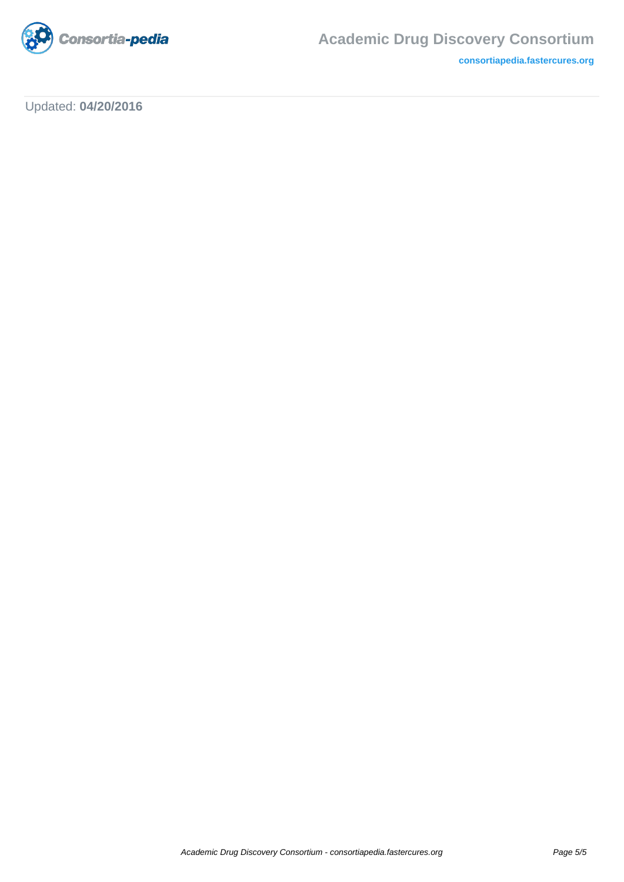Updated: **04/20/2016**